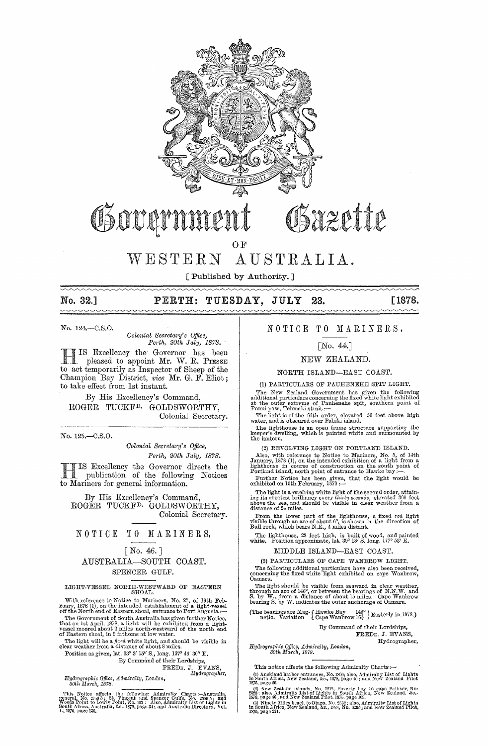# Government Gazette

OF

# WESTERN AUSTRALIA.

[ Published by Authority. ]

**No. 32.] PERTH: TUESDAY, JULY 23. [1878.**

No. 124.—C.S.O.

*Colonial Secretary's Office,*
*Perth, 20th July, 1878.*

HIS Excellency the Governor has been pleased to appoint Mr. W. R. PIESSE to act temporarily as Inspector of Sheep of the Champion Bay District, *vice* Mr. G. F. Eliot; to take effect from 1st instant.

By His Excellency's Command,
ROGER TUCKFD. GOLDSWORTHY,
Colonial Secretary.

---

No. 125.—C.S.O.

*Colonial Secretary's Office,*
*Perth, 20th July, 1878.*

HIS Excellency the Governor directs the publication of the following Notices to Mariners for general information.

By His Excellency's Command,
ROGER TUCKFD. GOLDSWORTHY,
Colonial Secretary.

## NOTICE TO MARINERS.

[ No. 46. ]

### AUSTRALIA—SOUTH COAST.

SPENCER GULF.

LIGHT-VESSEL NORTH-WESTWARD OF EASTERN SHOAL.

With reference to Notice to Mariners, No. 27, of 19th February, 1878 (1), on the intended establishment of a light-vessel off the North end of Eastern shoal, entrance to Port Augusta:—

The Government of South Australia has given further Notice, that on 1st April, 1878, a light will be exhibited from a light-vessel moored about 2 miles north-westward of the north end of Eastern shoal, in 9 fathoms at low water.

The light will be a *fixed* white light, and should be visible in clear weather from a distance of about 8 miles.

Position as given, lat. 33° 3′ 15″ S., long. 137° 46′ 30″ E.

By Command of their Lordships,
FREDK. J. EVANS,
*Hydrographer.*

*Hydrographic Office, Admiralty, London,*
*30th March, 1878.*

This Notice affects the following Admiralty Charts:—Australia, general, No. 2759 *b*; St. Vincent and Spencer Gulfs, No. 2389 *b*; and Woods Point to Lowly Point, No. 463: Also, Admiralty List of Lights in South Africa, Australia, &c., 1878, page 34; and Australia Directory, Vol. I., 1876, page 136.

## NOTICE TO MARINERS.

[No. 44.]

### NEW ZEALAND.

NORTH ISLAND—EAST COAST.

(1) PARTICULARS OF PAUHENEHE SPIT LIGHT.

The New Zealand Government has given the following additional particulars concerning the fixed white light exhibited at the outer extreme of Pauhenehe spit, southern point of Ponui pass, Tehmaki strait:—

The light is of the fifth order, elevated 50 feet above high water, and is obscured over Pahiki island.

The lighthouse is an open frame structure supporting the keeper's dwelling, which is painted white and surmounted by the lantern.

(2) REVOLVING LIGHT ON PORTLAND ISLAND.

Also, with reference to Notice to Mariners, No. 5, of 14th January, 1878 (1), on the intended exhibition of a light from a lighthouse in course of construction on the south point of Portland island, north point of entrance to Hawke bay:—.

Further Notice has been given, that the light would be exhibited on 10th February, 1878:—

The light is a *revolving* white light of the second order, attaining its greatest brilliancy every *thirty seconds*, elevated 300 feet above the sea, and should be visible in clear weather from a distance of 24 miles.

From the lower part of the lighthouse, a fixed *red* light visible through an arc of about 6°, is shown in the direction of Bull rock, which bears N.E., 4 miles distant.

The lighthouse, 28 feet high, is built of wood, and painted white. Position approximate, lat. 39° 18′ S. long. 177° 53′ E.

MIDDLE ISLAND—EAST COAST.

(3) PARTICULARS OF CAPE WANBROW LIGHT.

The following additional particulars have also been received, concerning the fixed white light exhibited on cape Wanbrow, Oamaru.

The light should be visible from seaward in clear weather, through an arc of 146°, or between the bearings of N.N.W. and S. by W., from a distance of about 15 miles. Cape Wanbrow bearing S. by W. indicates the outer anchorage of Oamaru.

(The bearings are Magnetic. Variation { Hawke Bay 14½° / Cape Wanbrow 16¾° } Easterly in 1878.)

By Command of their Lordships,
FREDK. J. EVANS,
Hydrographer.

*Hydrographic Office, Admiralty, London,*
*30th March, 1878.*

This notice affects the following Admiralty Charts:—

(1) Auckland harbor entrances, No. 1806; also, Admiralty List of Lights in South Africa, New Zealand, &c., 1878, page 46; and New Zealand Pilot 1875, page 26.

(2) New Zealand islands, No. 1212, Poverty bay to cape Palliser, No. 2528; also, Admiralty List of Lights in South Africa, New Zealand, &c., 1878, page 46; and New Zealand Pilot, 1875, page 100.

(3) Ninety Miles beach to Otago, No. 2532; also, Admiralty List of Lights in South Africa, New Zealand, &c., 1878, No. 320*c*; and New Zealand Pilot, 1875, page 221.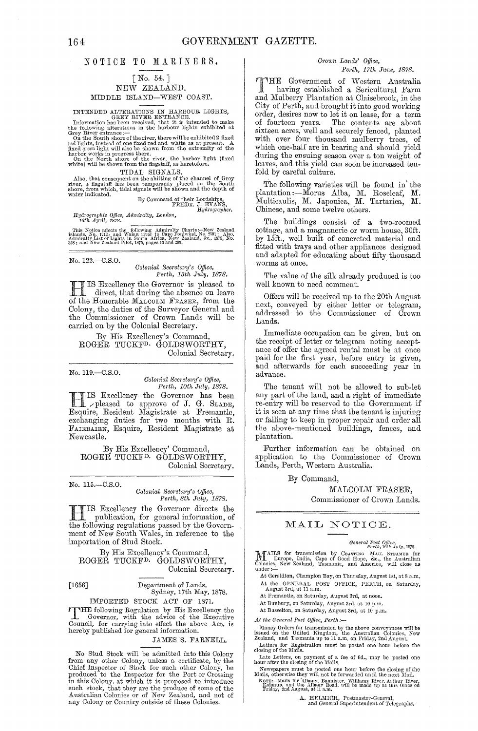## NOTICE TO MARINERS.

[ No. 54. ]

### NEW ZEALAND.

MIDDLE ISLAND—WEST COAST.

INTENDED ALTERATIONS IN HARBOUR LIGHTS, GREY RIVER ENTRANCE.

Information has been received, that it is intended to make the following alterations in the harbour lights exhibited at Grey River entrance:—

On the South shore of the river, there will be exhibited 2 fixed *red* lights, instead of one fixed red and white as at present. A fixed *green* light will also be shown from the extremity of the harbor works in progress there.

On the North shore of the river, the harbor light (fixed white) will be shown from the flagstaff, as heretofore.

TIDAL SIGNALS.

Also, that consequent on the shifting of the channel of Grey river, a flagstaff has been temporarily placed on the South shore, from which, tidal signals will be shown and the depth of water indicated.

By Command of their Lordships,
FREDK. J. EVANS,
*Hydrographer.*

*Hydrographic Office, Admiralty, London,*
*16th April, 1878.*

This Notice affects the following Admiralty Charts:—New Zealand islands, No. 1212; and Waiau river to Cape Foulwind, No. 2591: Also, Admiralty List of Lights in South Africa, New Zealand, &c., 1878, No. 328; and New Zealand Pilot, 1875, pages 13 and 233.

---

No. 122.—C.S.O.

*Colonial Secretary's Office,*
*Perth, 15th July, 1878.*

HIS Excellency the Governor is pleased to direct, that during the absence on leave of the Honorable MALCOLM FRASER, from the Colony, the duties of the Surveyor General and the Commissioner of Crown Lands will be carried on by the Colonial Secretary.

By His Excellency's Command,
ROGER TUCKFD. GOLDSWORTHY,
Colonial Secretary.

---

No. 119.—C.S.O.

*Colonial Secretary's Office,*
*Perth, 10th July, 1878.*

HIS Excellency the Governor has been pleased to approve of J. G. SLADE, Esquire, Resident Magistrate at Fremantle, exchanging duties for two months with R. FAIRBAIRN, Esquire, Resident Magistrate at Newcastle.

By His Excellency' Command,
ROGER TUCKFD. GOLDSWORTHY,
Colonial Secretary.

---

No. 115.—C.S.O.

*Colonial Secretary's Office,*
*Perth, 8th July, 1878.*

HIS Excellency the Governor directs the publication, for general information, of the following regulations passed by the Government of New South Wales, in reference to the importation of Stud Stock.

By His Excellency's Command,
ROGER TUCKFD. GOLDSWORTHY,
Colonial Secretary.

[1656] Department of Lands,
Sydney, 17th May, 1878.

IMPORTED STOCK ACT OF 1871.

THE following Regulation by His Excellency the Governor, with the advice of the Executive Council, for carrying into effect the above Act, is hereby published for general information.

JAMES S. FARNELL.

No Stud Stock will be admitted into this Colony from any other Colony, unless a certificate, by the Chief Inspector of Stock for such other Colony, be produced to the Inspector for the Port or Crossing in this Colony, at which it is proposed to introduce such stock, that they are the produce of some of the Australian Colonies or of New Zealand, and not of any Colony or Country outside of these Colonies.

---

*Crown Lands' Office,*
*Perth, 17th June, 1878.*

THE Government of Western Australia having established a Sericultural Farm and Mulberry Plantation at Claisebrook, in the City of Perth, and brought it into good working order, desires now to let it on lease, for a term of fourteen years. The contents are about sixteen acres, well and securely fenced, planted with over four thousand mulberry trees, of which one-half are in bearing and should yield during the ensuing season over a ton weight of leaves, and this yield can soon be increased tenfold by careful culture.

The following varieties will be found in the plantation:—Morus Alba, M. Roseleaf, M. Multicaulis, M. Japonica, M. Tartarica, M. Chinese, and some twelve others.

The buildings consist of a two-roomed cottage, and a magnanerie or worm house, 30ft. by 15ft., well built of concreted material and fitted with trays and other appliances designed and adapted for educating about fifty thousand worms at once.

The value of the silk already produced is too well known to need comment.

Offers will be received up to the 20th August next, conveyed by either letter or telegram, addressed to the Commissioner of Crown Lands.

Immediate occupation can be given, but on the receipt of letter or telegram noting acceptance of offer the agreed rental must be at once paid for the first year, before entry is given, and afterwards for each succeeding year in advance.

The tenant will not be allowed to sub-let any part of the land, and a right of immediate re-entry will be reserved to the Government if it is seen at any time that the tenant is injuring or failing to keep in proper repair and order all the above-mentioned buildings, fences, and plantation.

Further information can be obtained on application to the Commissioner of Crown Lands, Perth, Western Australia.

By Command,
MALCOLM FRASER,
Commissioner of Crown Lands.

---

## MAIL NOTICE.

*General Post Office,*
*Perth, 16th July, 1878.*

MAILS for transmission by COASTING MAIL STEAMER for Europe, India, Cape of Good Hope, &c., the Australian Colonies, New Zealand, Tasmania, and America, will close as under:—

At Geraldton, Champion Bay, on Thursday, August 1st, at 8 a.m.

At the GENERAL POST OFFICE, PERTH, on Saturday, August 3rd, at 11 a.m.

At Fremantle, on Saturday, August 3rd, at noon.

At Bunbury, on Saturday, August 3rd, at 10 p.m.

At Busselton, on Saturday, August 3rd, at 10 p.m.

*At the General Post Office, Perth:—*

Money Orders for transmission by the above conveyances will be issued on the United Kingdom, the Australian Colonies, New Zealand, and Tasmania up to 11 a.m. on Friday, 2nd August.

Letters for Registration must be posted one hour before the closing of the Mails.

Late Letters, on payment of a fee of 6d., may be posted one hour after the closing of the Mails.

Newspapers must be posted one hour before the closing of the Mails, otherwise they will not be forwarded until the next Mail.

NOTE:—Mails for Albany, Bannister, Williams River, Arthur River, Kojonup, and the Albany Road, will be made up at this Office on Friday, 2nd August, at 11 a.m.

A. HELMICH, Postmaster-General,
and General Superintendent of Telegraphs.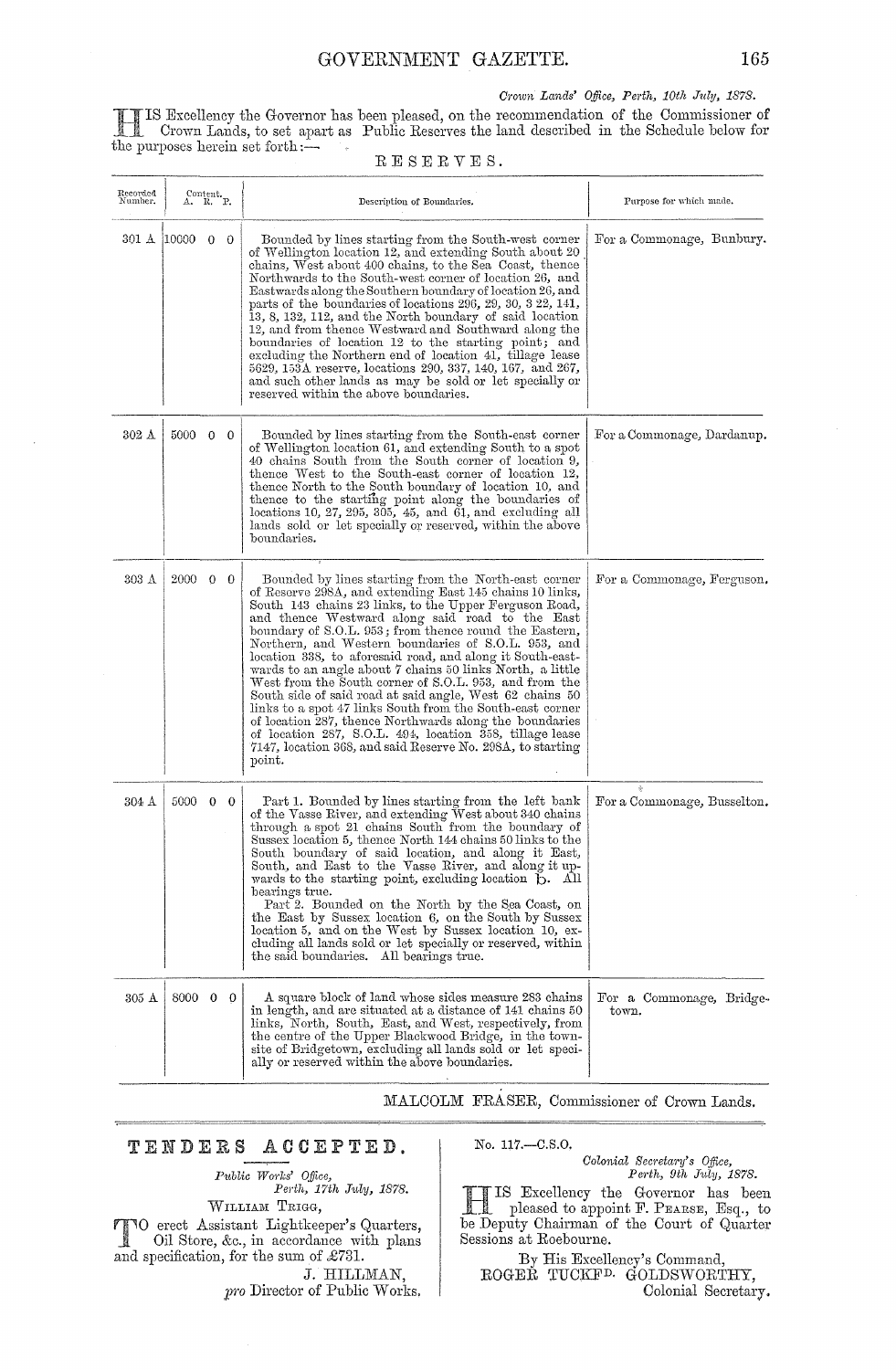*Crown Lands' Office, Perth, 10th July, 1878.*

HIS Excellency the Governor has been pleased, on the recommendation of the Commissioner of Crown Lands, to set apart as Public Reserves the land described in the Schedule below for the purposes herein set forth:—

## RESERVES.

| Recorded Number. | Content. A. R. P. | Description of Boundaries. | Purpose for which made. |
|---|---|---|---|
| 301 A | 10000 0 0 | Bounded by lines starting from the South-west corner of Wellington location 12, and extending South about 20 chains, West about 400 chains, to the Sea Coast, thence Northwards to the South-west corner of location 26, and Eastwards along the Southern boundary of location 26, and parts of the boundaries of locations 296, 29, 30, 3 22, 141, 13, 8, 132, 112, and the North boundary of said location 12, and from thence Westward and Southward along the boundaries of location 12 to the starting point; and excluding the Northern end of location 41, tillage lease 5629, 153A reserve, locations 290, 337, 140, 167, and 267, and such other lands as may be sold or let specially or reserved within the above boundaries. | For a Commonage, Bunbury. |
| 302 A | 5000 0 0 | Bounded by lines starting from the South-east corner of Wellington location 61, and extending South to a spot 40 chains South from the South corner of location 9, thence West to the South-east corner of location 12, thence North to the South boundary of location 10, and thence to the starting point along the boundaries of locations 10, 27, 295, 305, 45, and 61, and excluding all lands sold or let specially or reserved, within the above boundaries. | For a Commonage, Dardanup. |
| 303 A | 2000 0 0 | Bounded by lines starting from the North-east corner of Reserve 298A, and extending East 145 chains 10 links, South 143 chains 23 links, to the Upper Ferguson Road, and thence Westward along said road to the East boundary of S.O.L. 953; from thence round the Eastern, Northern, and Western boundaries of S.O.L. 953, and location 338, to aforesaid road, and along it South-eastwards to an angle about 7 chains 50 links North, a little West from the South corner of S.O.L. 953, and from the South side of said road at said angle, West 62 chains 50 links to a spot 47 links South from the South-east corner of location 287, thence Northwards along the boundaries of location 287, S.O.L. 494, location 358, tillage lease 7147, location 368, and said Reserve No. 298A, to starting point. | For a Commonage, Ferguson. |
| 304 A | 5000 0 0 | Part 1. Bounded by lines starting from the left bank of the Vasse River, and extending West about 340 chains through a spot 21 chains South from the boundary of Sussex location 5, thence North 144 chains 50 links to the South boundary of said location, and along it East, South, and East to the Vasse River, and along it upwards to the starting point, excluding location 5. All bearings true. Part 2. Bounded on the North by the Sea Coast, on the East by Sussex location 6, on the South by Sussex location 5, and on the West by Sussex location 10, excluding all lands sold or let specially or reserved, within the said boundaries. All bearings true. | For a Commonage, Busselton. |
| 305 A | 8000 0 0 | A square block of land whose sides measure 283 chains in length, and are situated at a distance of 141 chains 50 links, North, South, East, and West, respectively, from the centre of the Upper Blackwood Bridge, in the townsite of Bridgetown, excluding all lands sold or let specially or reserved within the above boundaries. | For a Commonage, Bridgetown. |

MALCOLM FRASER, Commissioner of Crown Lands.

## TENDERS ACCEPTED.

*Public Works' Office,*
*Perth, 17th July, 1878.*

WILLIAM TRIGG,

TO erect Assistant Lightkeeper's Quarters, Oil Store, &c., in accordance with plans and specification, for the sum of £731.

J. HILLMAN,
*pro* Director of Public Works.

No. 117.—C.S.O.

*Colonial Secretary's Office,*
*Perth, 9th July, 1878.*

HIS Excellency the Governor has been pleased to appoint F. PEARSE, Esq., to be Deputy Chairman of the Court of Quarter Sessions at Roebourne.

By His Excellency's Command,
ROGER TUCKFD. GOLDSWORTHY,
Colonial Secretary.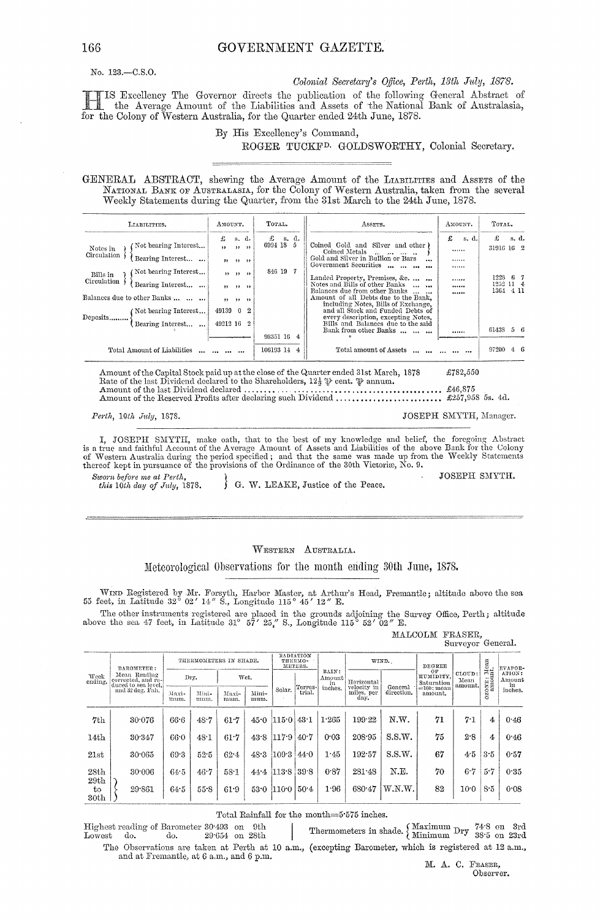No. 123.—C.S.O.

*Colonial Secretary's Office, Perth, 13th July, 1878.*

HIS Excellency The Governor directs the publication of the following General Abstract of the Average Amount of the Liabilities and Assets of the National Bank of Australasia, for the Colony of Western Australia, for the Quarter ended 24th June, 1878.

By His Excellency's Command,

ROGER TUCKFD. GOLDSWORTHY, Colonial Secretary.

---

GENERAL ABSTRACT, shewing the Average Amount of the LIABILITIES and ASSETS of the NATIONAL BANK OF AUSTRALASIA, for the Colony of Western Australia, taken from the several Weekly Statements during the Quarter, from the 31st March to the 24th June, 1878.

| Liabilities. | Amount. | Total. | Assets. | Amount. | Total. |
|---|---|---|---|---|---|
| | £ s. d. | £ s. d. | | £ s. d. | £ s. d. |
| Notes in Circulation — Not bearing Interest... | " " " | 6994 18 5 | Coined Gold and Silver and other Coined Metals ... ... ... ... | ...... | 31916 16 2 |
| Notes in Circulation — Bearing Interest... ... | " " " | | Gold and Silver in Bullion or Bars ... | ...... | |
| Bills in Circulation — Not bearing Interest... | " " " | 846 19 7 | Government Securities ... ... ... ... | ...... | |
| Bills in Circulation — Bearing Interest... ... | " " " | | Landed Property, Premises, &c. ... ... | ...... | 1223 6 7 |
| Balances due to other Banks ... ... ... | " " " | | Notes and Bills of other Banks ... ... | ...... | 1252 11 4 |
| Deposits — Not bearing Interest... | 49139 0 2 | | Balances due from other Banks ... ... | ...... | 1364 4 11 |
| Deposits — Bearing Interest... ... | 49212 16 2 | 98351 16 4 | Amount of all Debts due to the Bank, including Notes, Bills of Exchange, and all Stock and Funded Debts of every description, excepting Notes, Bills and Balances due to the said Bank from other Banks ... ... ... | ...... | 61438 5 6 |
| Total Amount of Liabilities ... ... ... ... | | 106193 14 4 | Total amount of Assets ... ... ... ... ... | | 97200 4 6 |

Amount of the Capital Stock paid up at the close of the Quarter ended 31st March, 1878 £782,550
Rate of the last Dividend declared to the Shareholders, 12½ ℔ cent. ℔ annum.
Amount of the last Dividend declared ........................................ £46,875
Amount of the Reserved Profits after declaring such Dividend .......................... £257,958 5s. 4d.

*Perth, 10th July, 1878.* JOSEPH SMYTH, Manager.

I, JOSEPH SMYTH, make oath, that to the best of my knowledge and belief, the foregoing Abstract is a true and faithful Account of the Average Amount of Assets and Liabilities of the above Bank for the Colony of Western Australia during the period specified; and that the same was made up from the Weekly Statements thereof kept in pursuance of the provisions of the Ordinance of the 30th Victoriæ, No. 9.

*Sworn before me at Perth, this 10th day of July, 1878.* G. W. LEAKE, Justice of the Peace.

JOSEPH SMYTH.

---

WESTERN AUSTRALIA.

## Meteorological Observations for the month ending 30th June, 1878.

WIND Registered by Mr. Forsyth, Harbor Master, at Arthur's Head, Fremantle; altitude above the sea 55 feet, in Latitude 32° 02′ 14″ S., Longitude 115° 45′ 12″ E.

The other instruments registered are placed in the grounds adjoining the Survey Office, Perth; altitude above the sea 47 feet, in Latitude 31° 57′ 25″ S., Longitude 115° 52′ 02″ E.

MALCOLM FRASER,
Surveyor General.

| Week ending. | BAROMETER: Mean Reading corrected, and reduced to sea level, and 32 deg. Fah. | THERMOMETERS IN SHADE. Dry. Maximum. | Dry. Minimum. | Wet. Maximum. | Wet. Minimum. | RADIATION THERMOMETERS. Solar. | Terrestrial. | RAIN: Amount in inches. | WIND. Horizontal velocity in miles, per day. | General direction. | DEGREE OF HUMIDITY, Saturation =100: mean amount. | CLOUD: Mean amount. | OZONE: Mean amount. | EVAPORATION: Amount in inches. |
|---|---|---|---|---|---|---|---|---|---|---|---|---|---|---|
| 7th | 30·076 | 66·6 | 48·7 | 61·7 | 45·0 | 115·0 | 43·1 | 1·265 | 199·22 | N.W. | 71 | 7·1 | 4 | 0·46 |
| 14th | 30·347 | 66·0 | 48·1 | 61·7 | 43·8 | 117·9 | 40·7 | 0·03 | 208·95 | S.S.W. | 75 | 2·8 | 4 | 0·46 |
| 21st | 30·065 | 69·3 | 52·5 | 62·4 | 48·3 | 109·3 | 44·0 | 1·45 | 192·57 | S.S.W. | 67 | 4·5 | 3·5 | 0·57 |
| 28th | 30·006 | 64·5 | 46·7 | 58·1 | 44·4 | 113·8 | 39·8 | 0·87 | 281·48 | N.E. | 70 | 6·7 | 5·7 | 0·35 |
| 29th to 30th | 29·861 | 64·5 | 55·8 | 61·9 | 53·0 | 110·0 | 50·4 | 1·96 | 680·47 | W.N.W. | 82 | 10·0 | 8·5 | 0·08 |

Total Rainfall for the month=5·575 inches.

Highest reading of Barometer 30·493 on 9th
Lowest do. do. 29·654 on 28th

Thermometers in shade. Dry — Maximum 74·8 on 3rd; Minimum 38·5 on 23rd

The Observations are taken at Perth at 10 a.m., (excepting Barometer, which is registered at 12 a.m., and at Fremantle, at 6 a.m., and 6 p.m.

M. A. C. FRASER,
Observer.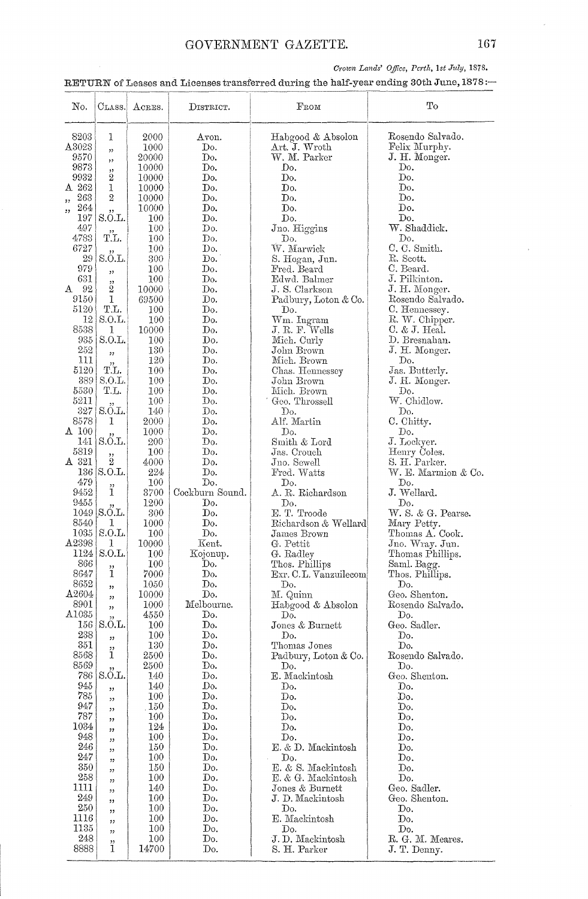*Crown Lands' Office, Perth, 1st July, 1878.*

RETURN of Leases and Licenses transferred during the half-year ending 30th June, 1878:—

| No. | Class. | Acres. | District. | From | To |
|---|---|---|---|---|---|
| 8203 | 1 | 2000 | Avon. | Habgood & Absolon | Rosendo Salvado. |
| A3023 | ,, | 1000 | Do. | Art. J. Wroth | Felix Murphy. |
| 9570 | ,, | 20000 | Do. | W. M. Parker | J. H. Monger. |
| 9873 | ,, | 10000 | Do. | Do. | Do. |
| 9932 | 2 | 10000 | Do. | Do. | Do. |
| A 262 | 1 | 10000 | Do. | Do. | Do. |
| ,, 263 | 2 | 10000 | Do. | Do. | Do. |
| ,, 264 | ,, | 10000 | Do. | Do. | Do. |
| 197 | S.O.L. | 100 | Do. | Do. | Do. |
| 497 | ,, | 100 | Do. | Jno. Higgins | W. Shaddick. |
| 4783 | T.L. | 100 | Do. | Do. | Do. |
| 6727 | ,, | 100 | Do. | W. Marwick | C. C. Smith. |
| 29 | S.O.L. | 300 | Do. | S. Hogan, Jun. | R. Scott. |
| 979 | ,, | 100 | Do. | Fred. Beard | C. Beard. |
| 631 | ,, | 100 | Do. | Edwd. Balmer | J. Pilkinton. |
| A 92 | 2 | 10000 | Do. | J. S. Clarkson | J. H. Monger. |
| 9150 | 1 | 69500 | Do. | Padbury, Loton & Co. | Rosendo Salvado. |
| 5120 | T.L. | 100 | Do. | Do. | C. Hennessey. |
| 12 | S.O.L. | 100 | Do. | Wm. Ingram | R. W. Chipper. |
| 8538 | 1 | 10000 | Do. | J. R. F. Wells | C. & J. Heal. |
| 935 | S.O.L. | 100 | Do. | Mich. Curly | D. Bresnahan. |
| 252 | ,, | 130 | Do. | John Brown | J. H. Monger. |
| 111 | ,, | 120 | Do. | Mich. Brown | Do. |
| 5120 | T.L. | 100 | Do. | Chas. Hennessey | Jas. Butterly. |
| 389 | S.O.L. | 100 | Do. | John Brown | J. H. Monger. |
| 5530 | T.L. | 100 | Do. | Mich. Brown | Do. |
| 5211 | ,, | 100 | Do. | Geo. Throssell | W. Chidlow. |
| 327 | S.O.L. | 140 | Do. | Do. | Do. |
| 8578 | 1 | 2000 | Do. | Alf. Martin | C. Chitty. |
| A 100 | ,, | 1000 | Do. | Do. | Do. |
| 141 | S.O.L. | 200 | Do. | Smith & Lord | J. Lockyer. |
| 5819 | ,, | 100 | Do. | Jas. Crouch | Henry Coles. |
| A 321 | 2 | 4000 | Do. | Jno. Sewell | S. H. Parker. |
| 136 | S.O.L. | 224 | Do. | Fred. Watts | W. E. Marmion & Co. |
| 479 | ,, | 100 | Do. | Do. | Do. |
| 9452 | 1 | 3700 | Cockburn Sound. | A. R. Richardson | J. Wellard. |
| 9455 | ,, | 1200 | Do. | Do. | Do. |
| 1049 | S.O.L. | 300 | Do. | E. T. Troode | W. S. & G. Pearse. |
| 8540 | 1 | 1000 | Do. | Richardson & Wellard | Mary Petty. |
| 1035 | S.O.L. | 100 | Do. | James Brown | Thomas A. Cook. |
| A2398 | 1 | 10000 | Kent. | G. Pettit | Jno. Wray. Jun. |
| 1124 | S.O.L. | 100 | Kojonup. | G. Radley | Thomas Phillips. |
| 866 | ,, | 100 | Do. | Thos. Phillips | Saml. Bagg. |
| 8647 | 1 | 7000 | Do. | Exr. C.L. Vanzuilecom | Thos. Phillips. |
| 8652 | ,, | 1050 | Do. | Do. | Do. |
| A2604 | ,, | 10000 | Do. | M. Quinn | Geo. Shenton. |
| 8901 | ,, | 1000 | Melbourne. | Habgood & Absolon | Rosendo Salvado. |
| A1035 | ,, | 4550 | Do. | Do. | Do. |
| 156 | S.O.L. | 100 | Do. | Jones & Burnett | Geo. Sadler. |
| 238 | ,, | 100 | Do. | Do. | Do. |
| 351 | ,, | 130 | Do. | Thomas Jones | Do. |
| 8568 | 1 | 2500 | Do. | Padbury, Loton & Co. | Rosendo Salvado. |
| 8569 | ,, | 2500 | Do. | Do. | Do. |
| 786 | S.O.L. | 140 | Do. | E. Mackintosh | Geo. Shenton. |
| 945 | ,, | 140 | Do. | Do. | Do. |
| 785 | ,, | 100 | Do. | Do. | Do. |
| 947 | ,, | 150 | Do. | Do. | Do. |
| 787 | ,, | 100 | Do. | Do. | Do. |
| 1034 | ,, | 124 | Do. | Do. | Do. |
| 948 | ,, | 100 | Do. | Do. | Do. |
| 246 | ,, | 150 | Do. | E. & D. Mackintosh | Do. |
| 247 | ,, | 100 | Do. | Do. | Do. |
| 350 | ,, | 150 | Do. | E. & S. Mackintosh | Do. |
| 258 | ,, | 100 | Do. | E. & G. Mackintosh | Do. |
| 1111 | ,, | 140 | Do. | Jones & Burnett | Geo. Sadler. |
| 249 | ,, | 100 | Do. | J. D. Mackintosh | Geo. Shenton. |
| 250 | ,, | 100 | Do. | Do. | Do. |
| 1116 | ,, | 100 | Do. | E. Mackintosh | Do. |
| 1135 | ,, | 100 | Do. | Do. | Do. |
| 248 | ,, | 100 | Do. | J. D. Mackintosh | R. G. M. Meares. |
| 8888 | 1 | 14700 | Do. | S. H. Parker | J. T. Denny. |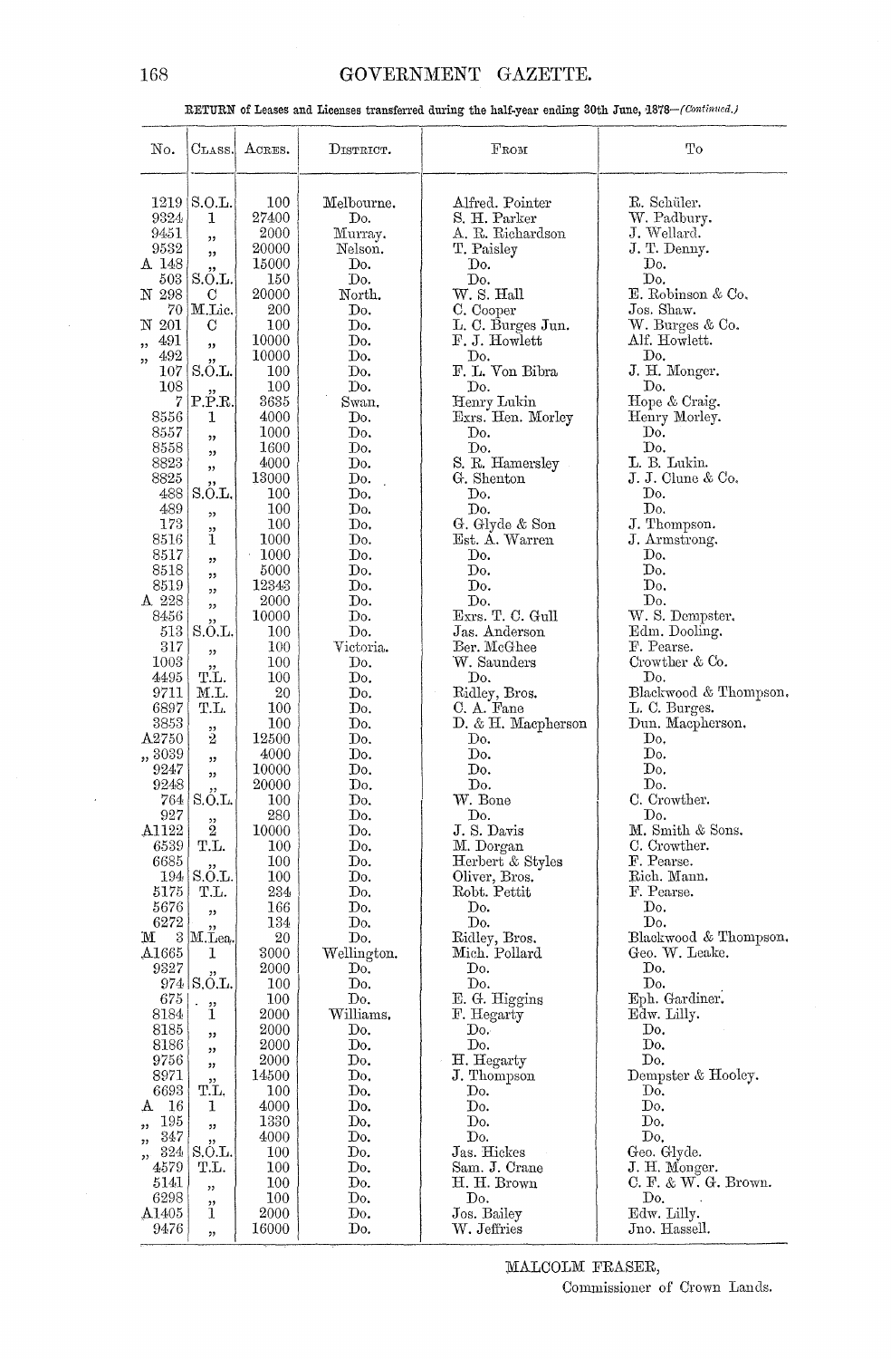RETURN of Leases and Licenses transferred during the half-year ending 30th June, 1878—*(Continued.)*

| No. | Class. | Acres. | District. | From | To |
|---|---|---|---|---|---|
| 1219 | S.O.L. | 100 | Melbourne. | Alfred. Pointer | R. Schüler. |
| 9324 | 1 | 27400 | Do. | S. H. Parker | W. Padbury. |
| 9451 | ,, | 2000 | Murray. | A. R. Richardson | J. Wellard. |
| 9532 | ,, | 20000 | Nelson. | T. Paisley | J. T. Denny. |
| A 148 | ,, | 15000 | Do. | Do. | Do. |
| 503 | S.O.L. | 150 | Do. | Do. | Do. |
| N 298 | C | 20000 | North. | W. S. Hall | E. Robinson & Co. |
| 70 | M.Lic. | 200 | Do. | C. Cooper | Jos. Shaw. |
| N 201 | C | 100 | Do. | L. C. Burges Jun. | W. Burges & Co. |
| ,, 491 | ,, | 10000 | Do. | F. J. Howlett | Alf. Howlett. |
| ,, 492 | ,, | 10000 | Do. | Do. | Do. |
| 107 | S.O.L. | 100 | Do. | F. L. Von Bibra | J. H. Monger. |
| 108 | ,, | 100 | Do. | Do. | Do. |
| 7 | P.P.R. | 3635 | Swan. | Henry Lukin | Hope & Craig. |
| 8556 | 1 | 4000 | Do. | Exrs. Hen. Morley | Henry Morley. |
| 8557 | ,, | 1000 | Do. | Do. | Do. |
| 8558 | ,, | 1600 | Do. | Do. | Do. |
| 8823 | ,, | 4000 | Do. | S. R. Hamersley | L. B. Lukin. |
| 8825 | ,, | 13000 | Do. | G. Shenton | J. J. Clune & Co. |
| 488 | S.O.L. | 100 | Do. | Do. | Do. |
| 489 | ,, | 100 | Do. | Do. | Do. |
| 173 | ,, | 100 | Do. | G. Glyde & Son | J. Thompson. |
| 8516 | 1 | 1000 | Do. | Est. A. Warren | J. Armstrong. |
| 8517 | ,, | 1000 | Do. | Do. | Do. |
| 8518 | ,, | 5000 | Do. | Do. | Do. |
| 8519 | ,, | 12343 | Do. | Do. | Do. |
| A 228 | ,, | 2000 | Do. | Do. | Do. |
| 8456 | ,, | 10000 | Do. | Exrs. T. C. Gull | W. S. Dempster. |
| 513 | S.O.L. | 100 | Do. | Jas. Anderson | Edm. Dooling. |
| 317 | ,, | 100 | Victoria. | Ber. McGhee | F. Pearse. |
| 1003 | ,, | 100 | Do. | W. Saunders | Crowther & Co. |
| 4495 | T.L. | 100 | Do. | Do. | Do. |
| 9711 | M.L. | 20 | Do. | Ridley, Bros. | Blackwood & Thompson. |
| 6897 | T.L. | 100 | Do. | C. A. Fane | L. C. Burges. |
| 3853 | ,, | 100 | Do. | D. & H. Macpherson | Dun. Macpherson. |
| A2750 | 2 | 12500 | Do. | Do. | Do. |
| ,, 3039 | ,, | 4000 | Do. | Do. | Do. |
| 9247 | ,, | 10000 | Do. | Do. | Do. |
| 9248 | ,, | 20000 | Do. | Do. | Do. |
| 764 | S.O.L. | 100 | Do. | W. Bone | C. Crowther. |
| 927 | ,, | 280 | Do. | Do. | Do. |
| A1122 | 2 | 10000 | Do. | J. S. Davis | M. Smith & Sons. |
| 6539 | T.L. | 100 | Do. | M. Dorgan | C. Crowther. |
| 6685 | ,, | 100 | Do. | Herbert & Styles | F. Pearse. |
| 194 | S.O.L. | 100 | Do. | Oliver, Bros. | Rich. Mann. |
| 5175 | T.L. | 234 | Do. | Robt. Pettit | F. Pearse. |
| 5676 | ,, | 166 | Do. | Do. | Do. |
| 6272 | ,, | 134 | Do. | Do. | Do. |
| M 3 | M.Lea. | 20 | Do. | Ridley, Bros. | Blackwood & Thompson. |
| A1665 | 1 | 3000 | Wellington. | Mich. Pollard | Geo. W. Leake. |
| 9327 | ,, | 2000 | Do. | Do. | Do. |
| 974 | S.O.L. | 100 | Do. | Do. | Do. |
| 675 | ,, | 100 | Do. | E. G. Higgins | Eph. Gardiner. |
| 8184 | 1 | 2000 | Williams. | F. Hegarty | Edw. Lilly. |
| 8185 | ,, | 2000 | Do. | Do. | Do. |
| 8186 | ,, | 2000 | Do. | Do. | Do. |
| 9756 | ,, | 2000 | Do. | H. Hegarty | Do. |
| 8971 | ,, | 14500 | Do. | J. Thompson | Dempster & Hooley. |
| 6693 | T.L. | 100 | Do. | Do. | Do. |
| A 16 | 1 | 4000 | Do. | Do. | Do. |
| ,, 195 | ,, | 1330 | Do. | Do. | Do. |
| ,, 347 | ,, | 4000 | Do. | Do. | Do. |
| ,, 324 | S.O.L. | 100 | Do. | Jas. Hickes | Geo. Glyde. |
| 4579 | T.L. | 100 | Do. | Sam. J. Crane | J. H. Monger. |
| 5141 | ,, | 100 | Do. | H. H. Brown | C. F. & W. G. Brown. |
| 6298 | ,, | 100 | Do. | Do. | Do. |
| A1405 | 1 | 2000 | Do. | Jos. Bailey | Edw. Lilly. |
| 9476 | ,, | 16000 | Do. | W. Jeffries | Jno. Hassell. |

MALCOLM FRASER,
Commissioner of Crown Lands.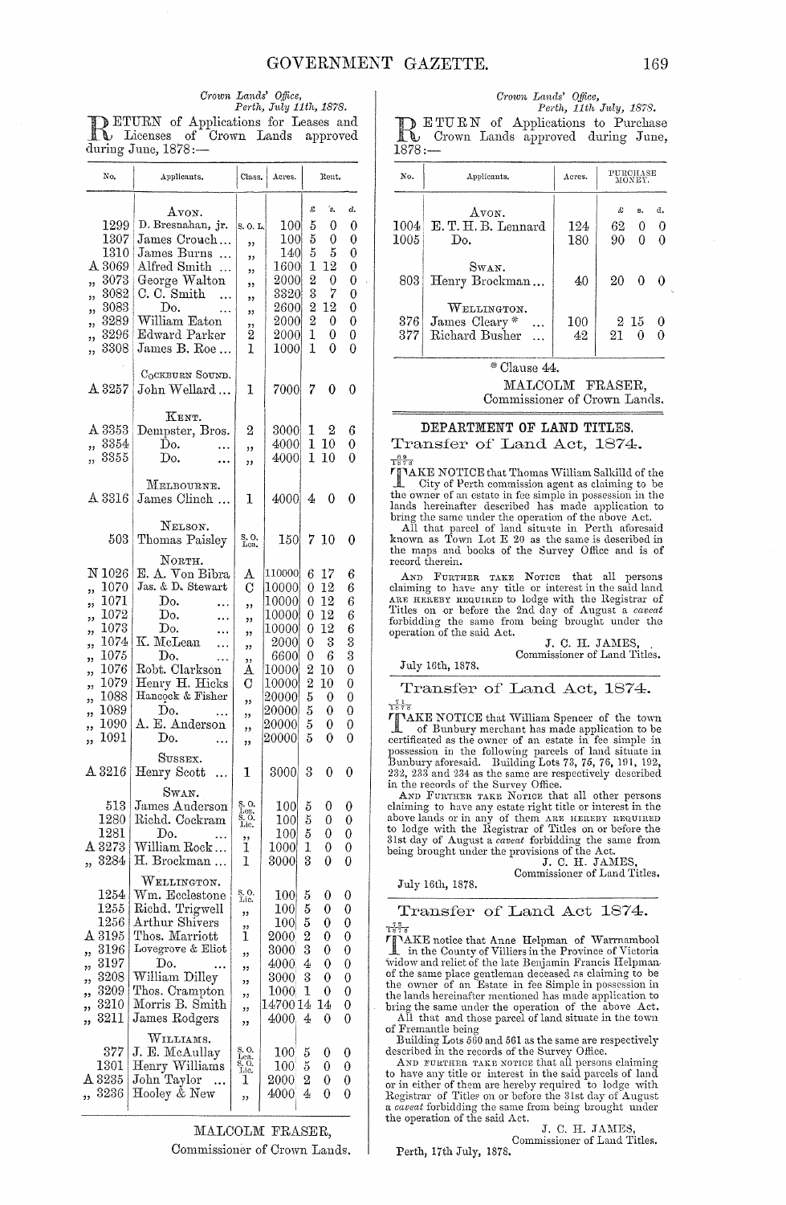*Crown Lands' Office,*
*Perth, July 11th, 1878.*

RETURN of Applications for Leases and Licenses of Crown Lands approved during June, 1878:—

| No. | Applicants. | Class. | Acres. | Rent. £ | s. | d. |
|---|---|---|---|---|---|---|
| | AVON. | | | | | |
| 1299 | D. Bresnahan, jr. | S. O. L. | 100 | 5 | 0 | 0 |
| 1307 | James Crouch... | ,, | 100 | 5 | 0 | 0 |
| 1310 | James Burns ... | ,, | 140 | 5 | 5 | 0 |
| A 3069 | Alfred Smith ... | ,, | 1600 | 1 | 12 | 0 |
| ,, 3073 | George Walton | ,, | 2000 | 2 | 0 | 0 |
| ,, 3082 | C. C. Smith ... | ,, | 3320 | 3 | 7 | 0 |
| ,, 3083 | Do. ... | ,, | 2600 | 2 | 12 | 0 |
| ,, 3289 | William Eaton | ,, | 2000 | 2 | 0 | 0 |
| ,, 3296 | Edward Parker | 2 | 2000 | 1 | 0 | 0 |
| ,, 3308 | James B. Roe... | 1 | 1000 | 1 | 0 | 0 |
| | COCKBURN SOUND. | | | | | |
| A 3257 | John Wellard... | 1 | 7000 | 7 | 0 | 0 |
| | KENT. | | | | | |
| A 3353 | Dempster, Bros. | 2 | 3000 | 1 | 2 | 6 |
| ,, 3354 | Do. ... | ,, | 4000 | 1 | 10 | 0 |
| ,, 3355 | Do. ... | ,, | 4000 | 1 | 10 | 0 |
| | MELBOURNE. | | | | | |
| A 3316 | James Clinch ... | 1 | 4000 | 4 | 0 | 0 |
| | NELSON. | | | | | |
| 503 | Thomas Paisley | S. O. Lcn. | 150 | 7 | 10 | 0 |
| | NORTH. | | | | | |
| N 1026 | E. A. Von Bibra | A | 110000 | 6 | 17 | 6 |
| ,, 1070 | Jas. & D. Stewart | C | 10000 | 0 | 12 | 6 |
| ,, 1071 | Do. ... | ,, | 10000 | 0 | 12 | 6 |
| ,, 1072 | Do. ... | ,, | 10000 | 0 | 12 | 6 |
| ,, 1073 | Do. ... | ,, | 10000 | 0 | 12 | 6 |
| ,, 1074 | K. McLean ... | ,, | 2000 | 0 | 3 | 3 |
| ,, 1075 | Do. ... | ,, | 6600 | 0 | 6 | 3 |
| ,, 1076 | Robt. Clarkson | A | 10000 | 2 | 10 | 0 |
| ,, 1079 | Henry H. Hicks | C | 10000 | 2 | 10 | 0 |
| ,, 1088 | Hancock & Fisher | ,, | 20000 | 5 | 0 | 0 |
| ,, 1089 | Do. ... | ,, | 20000 | 5 | 0 | 0 |
| ,, 1090 | A. E. Anderson | ,, | 20000 | 5 | 0 | 0 |
| ,, 1091 | Do. ... | ,, | 20000 | 5 | 0 | 0 |
| | SUSSEX. | | | | | |
| A 3216 | Henry Scott ... | 1 | 3000 | 3 | 0 | 0 |
| | SWAN. | | | | | |
| 513 | James Anderson | S. O. Lcn. | 100 | 5 | 0 | 0 |
| 1280 | Richd. Cockram | S. O. Lic. | 100 | 5 | 0 | 0 |
| 1281 | Do. ... | ,, | 100 | 5 | 0 | 0 |
| A 3273 | William Rock... | 1 | 1000 | 1 | 0 | 0 |
| ,, 3284 | H. Brockman ... | 1 | 3000 | 3 | 0 | 0 |
| | WELLINGTON. | | | | | |
| 1254 | Wm. Ecclestone | S. O. Lic. | 100 | 5 | 0 | 0 |
| 1255 | Richd. Trigwell | ,, | 100 | 5 | 0 | 0 |
| 1256 | Arthur Shivers | ,, | 100 | 5 | 0 | 0 |
| A 3195 | Thos. Marriott | 1 | 2000 | 2 | 0 | 0 |
| ,, 3196 | Lovegrove & Eliot | ,, | 3000 | 3 | 0 | 0 |
| ,, 3197 | Do. ... | ,, | 4000 | 4 | 0 | 0 |
| ,, 3208 | William Dilley | ,, | 3000 | 3 | 0 | 0 |
| ,, 3209 | Thos. Crampton | ,, | 1000 | 1 | 0 | 0 |
| ,, 3210 | Morris B. Smith | ,, | 14700 | 14 | 14 | 0 |
| ,, 3211 | James Rodgers | ,, | 4000 | 4 | 0 | 0 |
| | WILLIAMS. | | | | | |
| 377 | J. E. McAullay | S. O. Lic. | 100 | 5 | 0 | 0 |
| 1301 | Henry Williams | S. O. Lic. | 100 | 5 | 0 | 0 |
| A 3235 | John Taylor ... | 1 | 2000 | 2 | 0 | 0 |
| ,, 3236 | Hooley & New | ,, | 4000 | 4 | 0 | 0 |

MALCOLM FRASER,
Commissioner of Crown Lands.

*Crown Lands' Office,*
*Perth, 11th July, 1878.*

RETURN of Applications to Purchase Crown Lands approved during June, 1878:—

| No. | Applicants. | Acres. | Purchase Money. £ | s. | d. |
|---|---|---|---|---|---|
| | AVON. | | | | |
| 1004 | E. T. H. B. Lennard | 124 | 62 | 0 | 0 |
| 1005 | Do. | 180 | 90 | 0 | 0 |
| | SWAN. | | | | |
| 803 | Henry Brockman... | 40 | 20 | 0 | 0 |
| | WELLINGTON. | | | | |
| 376 | James Cleary * ... | 100 | 2 | 15 | 0 |
| 377 | Richard Busher ... | 42 | 21 | 0 | 0 |

\* Clause 44.

MALCOLM FRASER,
Commissioner of Crown Lands.

## DEPARTMENT OF LAND TITLES.

### Transfer of Land Act, 1874.

69/1878

TAKE NOTICE that Thomas William Salkilld of the City of Perth commission agent as claiming to be the owner of an estate in fee simple in possession in the lands hereinafter described has made application to bring the same under the operation of the above Act.

All that parcel of land situate in Perth aforesaid known as Town Lot E 20 as the same is described in the maps and books of the Survey Office and is of record therein.

AND FURTHER TAKE NOTICE that all persons claiming to have any title or interest in the said land ARE HEREBY REQUIRED to lodge with the Registrar of Titles on or before the 2nd day of August a *caveat* forbidding the same from being brought under the operation of the said Act.

J. C. H. JAMES,
Commissioner of Land Titles.

July 16th, 1878.

### Transfer of Land Act, 1874.

71/1878

TAKE NOTICE that William Spencer of the town of Bunbury merchant has made application to be certificated as the owner of an estate in fee simple in possession in the following parcels of land situate in Bunbury aforesaid. Building Lots 73, 75, 76, 191, 192, 232, 233 and 234 as the same are respectively described in the records of the Survey Office.

AND FURTHER TAKE NOTICE that all other persons claiming to have any estate right title or interest in the above lands or in any of them ARE HEREBY REQUIRED to lodge with the Registrar of Titles on or before the 31st day of August a *caveat* forbidding the same from being brought under the provisions of the Act.

J. C. H. JAMES,
Commissioner of Land Titles.

July 16th, 1878.

### Transfer of Land Act 1874.

72/1878

TAKE notice that Anne Helpman of Warrnambool in the County of Villiers in the Province of Victoria widow and relict of the late Benjamin Francis Helpman of the same place gentleman deceased as claiming to be the owner of an Estate in fee Simple in possession in the lands hereinafter mentioned has made application to bring the same under the operation of the above Act.

All that and those parcel of land situate in the town of Fremantle being

Building Lots 560 and 561 as the same are respectively described in the records of the Survey Office.

AND FURTHER TAKE NOTICE that all persons claiming to have any title or interest in the said parcels of land or in either of them are hereby required to lodge with Registrar of Titles on or before the 31st day of August a *caveat* forbidding the same from being brought under the operation of the said Act.

J. C. H. JAMES,
Commissioner of Land Titles.

Perth, 17th July, 1878.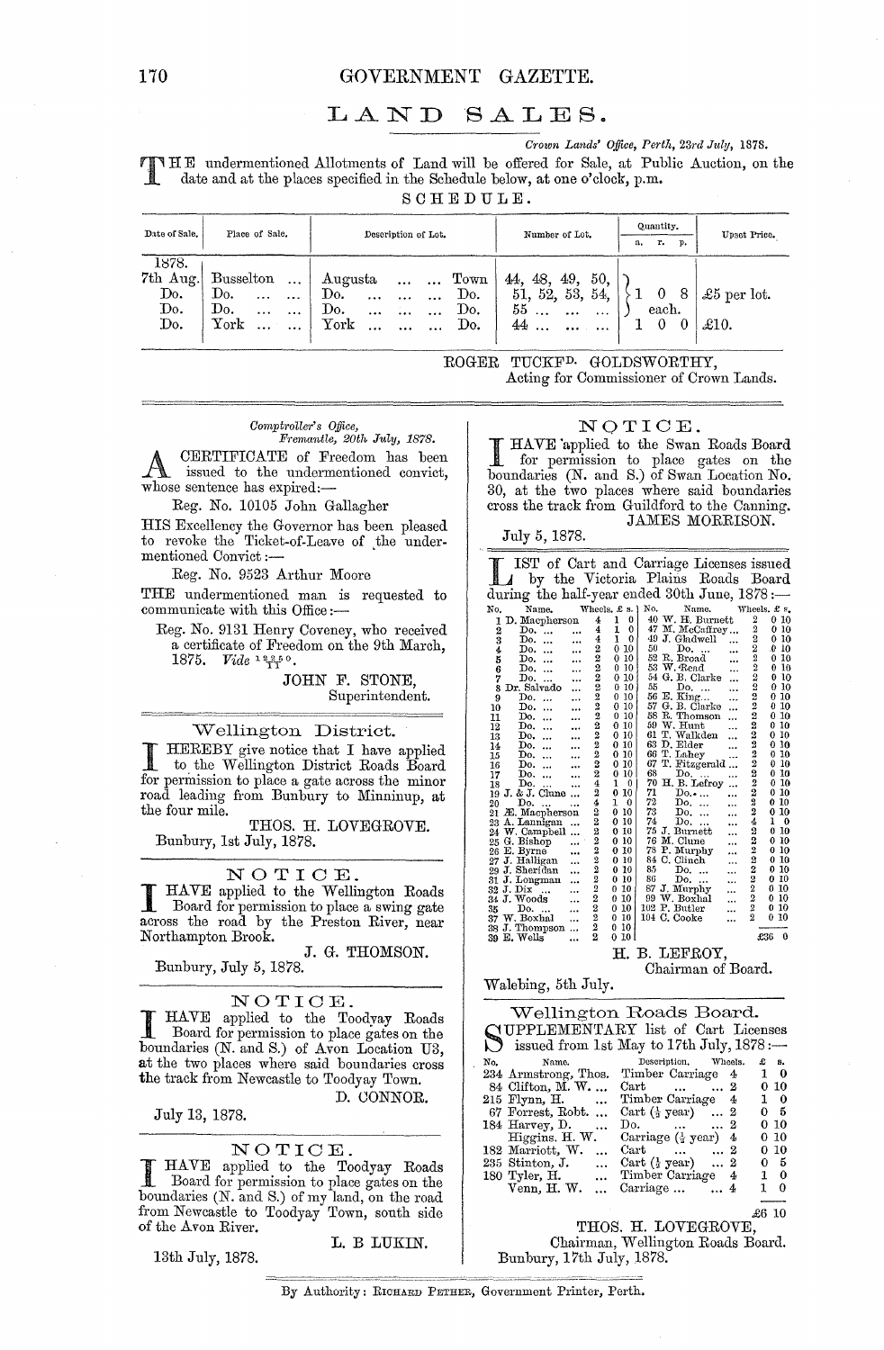# LAND SALES.

*Crown Lands' Office, Perth, 23rd July, 1878.*

THE undermentioned Allotments of Land will be offered for Sale, at Public Auction, on the date and at the places specified in the Schedule below, at one o'clock, p.m.

SCHEDULE.

| Date of Sale. | Place of Sale. | Description of Lot. | Number of Lot. | Quantity. a. r. p. | Upset Price. |
|---|---|---|---|---|---|
| 1878. 7th Aug. | Busselton ... | Augusta ... ... Town | 44, 48, 49, 50, | | |
| Do. | Do. ... ... | Do. ... ... ... Do. | 51, 52, 53, 54, | 1 0 8 each. | £5 per lot. |
| Do. | Do. ... ... | Do. ... ... ... Do. | 55 ... ... ... | | |
| Do. | York ... ... | York ... ... ... Do. | 44 ... ... ... | 1 0 0 | £10. |

ROGER TUCKFD. GOLDSWORTHY,
Acting for Commissioner of Crown Lands.

---

*Comptroller's Office, Fremantle, 20th July, 1878.*

A CERTIFICATE of Freedom has been issued to the undermentioned convict, whose sentence has expired:—

Reg. No. 10105 John Gallagher

HIS Excellency the Governor has been pleased to revoke the Ticket-of-Leave of the undermentioned Convict:—

Reg. No. 9523 Arthur Moore

THE undermentioned man is requested to communicate with this Office:—

Reg. No. 9131 Henry Coveney, who received a certificate of Freedom on the 9th March, 1875. *Vide* $\frac{1225}{11}$0.

JOHN F. STONE,
Superintendent.

---

## Wellington District.

I HEREBY give notice that I have applied to the Wellington District Roads Board for permission to place a gate across the minor road leading from Bunbury to Minninup, at the four mile.

THOS. H. LOVEGROVE.

Bunbury, 1st July, 1878.

---

## NOTICE.

I HAVE applied to the Wellington Roads Board for permission to place a swing gate across the road by the Preston River, near Northampton Brook.

J. G. THOMSON.

Bunbury, July 5, 1878.

---

## NOTICE.

I HAVE applied to the Toodyay Roads Board for permission to place gates on the boundaries (N. and S.) of Avon Location U3, at the two places where said boundaries cross the track from Newcastle to Toodyay Town.

D. CONNOR.

July 13, 1878.

---

## NOTICE.

I HAVE applied to the Toodyay Roads Board for permission to place gates on the boundaries (N. and S.) of my land, on the road from Newcastle to Toodyay Town, south side of the Avon River.

L. B LUKIN.

13th July, 1878.

---

## NOTICE.

I HAVE applied to the Swan Roads Board for permission to place gates on the boundaries (N. and S.) of Swan Location No. 30, at the two places where said boundaries cross the track from Guildford to the Canning.

JAMES MORRISON.

July 5, 1878.

---

LIST of Cart and Carriage Licenses issued by the Victoria Plains Roads Board during the half-year ended 30th June, 1878:—

| No. | Name. | Wheels. | £ s. | No. | Name. | Wheels. | £ s. |
|---|---|---|---|---|---|---|---|
| 1 | D. Macpherson | 4 | 1 0 | 40 | W. H. Burnett | 2 | 0 10 |
| 2 | Do. ... | 4 | 1 0 | 47 | M. McCaffrey ... | 2 | 0 10 |
| 3 | Do. ... | 4 | 1 0 | 49 | J. Gladwell ... | 2 | 0 10 |
| 4 | Do. ... | 2 | 0 10 | 50 | Do. ... | 2 | 0 10 |
| 5 | Do. ... | 2 | 0 10 | 52 | R. Broad ... | 2 | 0 10 |
| 6 | Do. ... | 2 | 0 10 | 53 | W. Read ... | 2 | 0 10 |
| 7 | Do. ... | 2 | 0 10 | 54 | G. B. Clarke ... | 2 | 0 10 |
| 8 | Dr. Salvado ... | 2 | 0 10 | 55 | Do. ... | 2 | 0 10 |
| 9 | Do. ... | 2 | 0 10 | 56 | E. King ... | 2 | 0 10 |
| 10 | Do. ... | 2 | 0 10 | 57 | G. B. Clarke ... | 2 | 0 10 |
| 11 | Do. ... | 2 | 0 10 | 58 | R. Thomson ... | 2 | 0 10 |
| 12 | Do. ... | 2 | 0 10 | 59 | W. Hunt ... | 2 | 0 10 |
| 13 | Do. ... | 2 | 0 10 | 61 | T. Walkden ... | 2 | 0 10 |
| 14 | Do. ... | 2 | 0 10 | 63 | D. Elder ... | 2 | 0 10 |
| 15 | Do. ... | 2 | 0 10 | 66 | T. Lahey ... | 2 | 0 10 |
| 16 | Do. ... | 2 | 0 10 | 67 | T. Fitzgerald ... | 2 | 0 10 |
| 17 | Do. ... | 2 | 0 10 | 68 | Do. ... | 2 | 0 10 |
| 18 | Do. ... | 4 | 1 0 | 70 | H. B. Lefroy ... | 2 | 0 10 |
| 19 | J. & J. Clune ... | 2 | 0 10 | 71 | Do. ... | 2 | 0 10 |
| 20 | Do. ... | 4 | 1 0 | 72 | Do. ... | 2 | 0 10 |
| 21 | Æ. Macpherson | 2 | 0 10 | 73 | Do. ... | 2 | 0 10 |
| 23 | A. Lannigan ... | 2 | 0 10 | 74 | Do. ... | 4 | 1 0 |
| 24 | W. Campbell ... | 2 | 0 10 | 75 | J. Burnett ... | 2 | 0 10 |
| 25 | G. Bishop ... | 2 | 0 10 | 76 | M. Clune ... | 2 | 0 10 |
| 26 | E. Byrne ... | 2 | 0 10 | 78 | P. Murphy ... | 2 | 0 10 |
| 27 | J. Halligan ... | 2 | 0 10 | 84 | C. Clinch ... | 2 | 0 10 |
| 29 | J. Sheridan ... | 2 | 0 10 | 85 | Do. ... | 2 | 0 10 |
| 31 | J. Longman ... | 2 | 0 10 | 86 | Do. ... | 2 | 0 10 |
| 32 | J. Dix ... | 2 | 0 10 | 87 | J. Murphy ... | 2 | 0 10 |
| 34 | J. Woods ... | 2 | 0 10 | 99 | W. Boxhal ... | 2 | 0 10 |
| 35 | Do. ... | 2 | 0 10 | 102 | P. Butler ... | 2 | 0 10 |
| 37 | W. Boxhal ... | 2 | 0 10 | 104 | C. Cooke ... | 2 | 0 10 |
| 38 | J. Thompson ... | 2 | 0 10 | | | | |
| 39 | E. Wells ... | 2 | 0 10 | | | | £36 0 |

H. B. LEFROY,
Chairman of Board.

Walebing, 5th July.

---

## Wellington Roads Board.

SUPPLEMENTARY list of Cart Licenses issued from 1st May to 17th July, 1878:—

| No. | Name. | Description. | Wheels. | £ s. |
|---|---|---|---|---|
| 234 | Armstrong, Thos. | Timber Carriage | 4 | 1 0 |
| 84 | Clifton, M. W. ... | Cart ... ... | 2 | 0 10 |
| 215 | Flynn, H. ... | Timber Carriage | 4 | 1 0 |
| 67 | Forrest, Robt. ... | Cart (½ year) | 2 | 0 5 |
| 184 | Harvey, D. ... | Do. ... ... | 2 | 0 10 |
| | Higgins. H. W. | Carriage (½ year) | 4 | 0 10 |
| 182 | Marriott, W. ... | Cart ... ... | 2 | 0 10 |
| 235 | Stinton, J. ... | Cart (½ year) ... | 2 | 0 5 |
| 180 | Tyler, H. ... | Timber Carriage | 4 | 1 0 |
| | Venn, H. W. ... | Carriage ... ... | 4 | 1 0 |
| | | | | £6 10 |

THOS. H. LOVEGROVE,
Chairman, Wellington Roads Board.

Bunbury, 17th July, 1878.

---

By Authority: RICHARD PETHER, Government Printer, Perth.